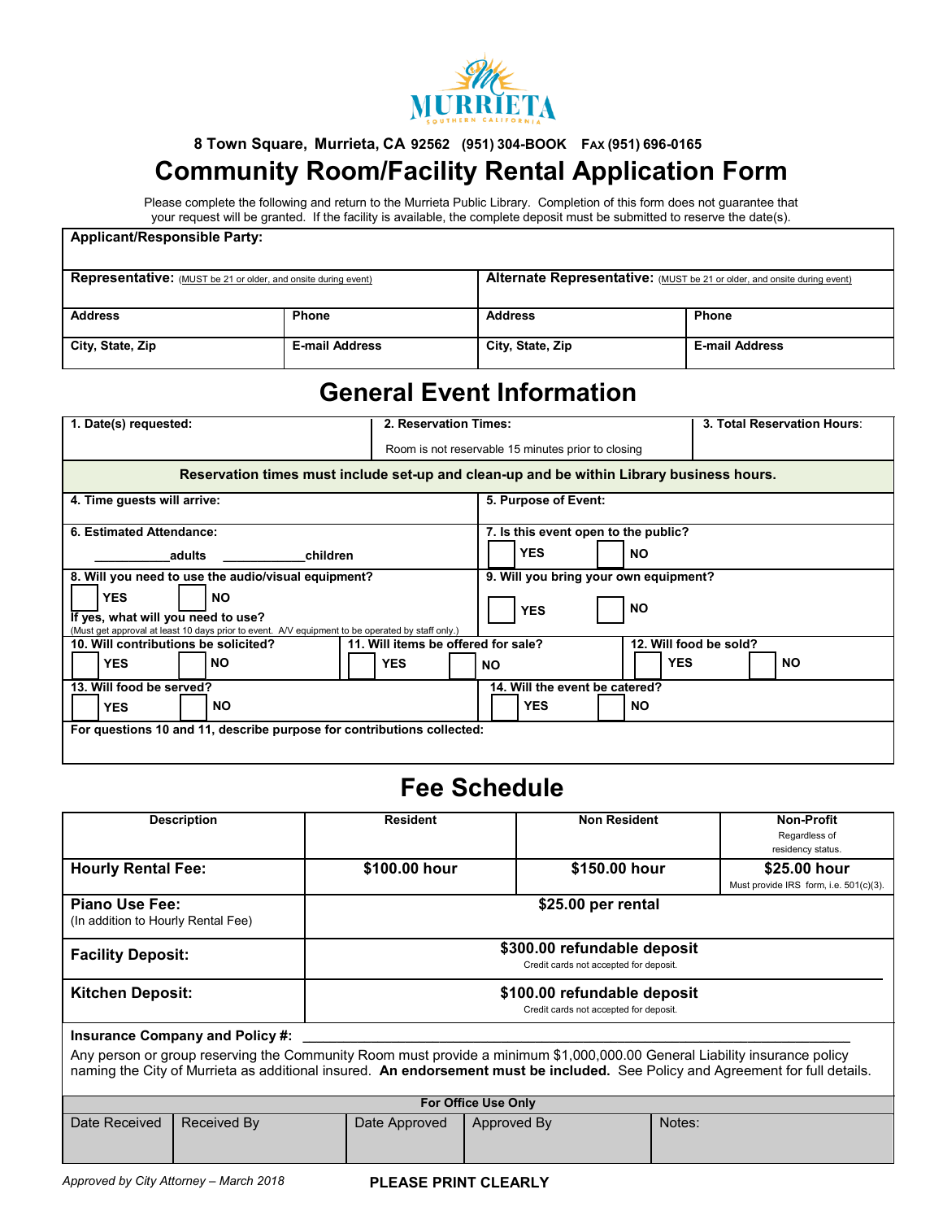MURRIETA
SOUTHERN CALIFORNIA

8 Town Square, Murrieta, CA 92562 (951) 304-BOOK FAX (951) 696-0165

# Community Room/Facility Rental Application Form

Please complete the following and return to the Murrieta Public Library. Completion of this form does not guarantee that your request will be granted. If the facility is available, the complete deposit must be submitted to reserve the date(s).

| **Applicant/Responsible Party:** | | | |
|---|---|---|---|
| **Representative:** (MUST be 21 or older, and onsite during event) | | **Alternate Representative:** (MUST be 21 or older, and onsite during event) | |
| **Address** | **Phone** | **Address** | **Phone** |
| **City, State, Zip** | **E-mail Address** | **City, State, Zip** | **E-mail Address** |

## General Event Information

| **1. Date(s) requested:** | **2. Reservation Times:** Room is not reservable 15 minutes prior to closing | **3. Total Reservation Hours:** |
|---|---|---|

**Reservation times must include set-up and clean-up and be within Library business hours.**

| | |
|---|---|
| **4. Time guests will arrive:** | **5. Purpose of Event:** |
| **6. Estimated Attendance:** ___________**adults** ___________**children** | **7. Is this event open to the public?** ☐ **YES** ☐ **NO** |
| **8. Will you need to use the audio/visual equipment?** ☐ **YES** ☐ **NO** **If yes, what will you need to use?** (Must get approval at least 10 days prior to event. A/V equipment to be operated by staff only.) | **9. Will you bring your own equipment?** ☐ **YES** ☐ **NO** |

| | | |
|---|---|---|
| **10. Will contributions be solicited?** ☐ **YES** ☐ **NO** | **11. Will items be offered for sale?** ☐ **YES** ☐ **NO** | **12. Will food be sold?** ☐ **YES** ☐ **NO** |

| | |
|---|---|
| **13. Will food be served?** ☐ **YES** ☐ **NO** | **14. Will the event be catered?** ☐ **YES** ☐ **NO** |

**For questions 10 and 11, describe purpose for contributions collected:**

## Fee Schedule

| Description | Resident | Non Resident | Non-Profit Regardless of residency status. |
|---|---|---|---|
| **Hourly Rental Fee:** | **$100.00 hour** | **$150.00 hour** | **$25.00 hour** Must provide IRS form, i.e. 501(c)(3). |
| **Piano Use Fee:** (In addition to Hourly Rental Fee) | **$25.00 per rental** | | |
| **Facility Deposit:** | **$300.00 refundable deposit** Credit cards not accepted for deposit. | | |
| **Kitchen Deposit:** | **$100.00 refundable deposit** Credit cards not accepted for deposit. | | |

**Insurance Company and Policy #:** ______________________________________________

Any person or group reserving the Community Room must provide a minimum $1,000,000.00 General Liability insurance policy naming the City of Murrieta as additional insured. **An endorsement must be included.** See Policy and Agreement for full details.

**For Office Use Only**

| Date Received | Received By | Date Approved | Approved By | Notes: |
|---|---|---|---|---|
| | | | | |

*Approved by City Attorney – March 2018*

**PLEASE PRINT CLEARLY**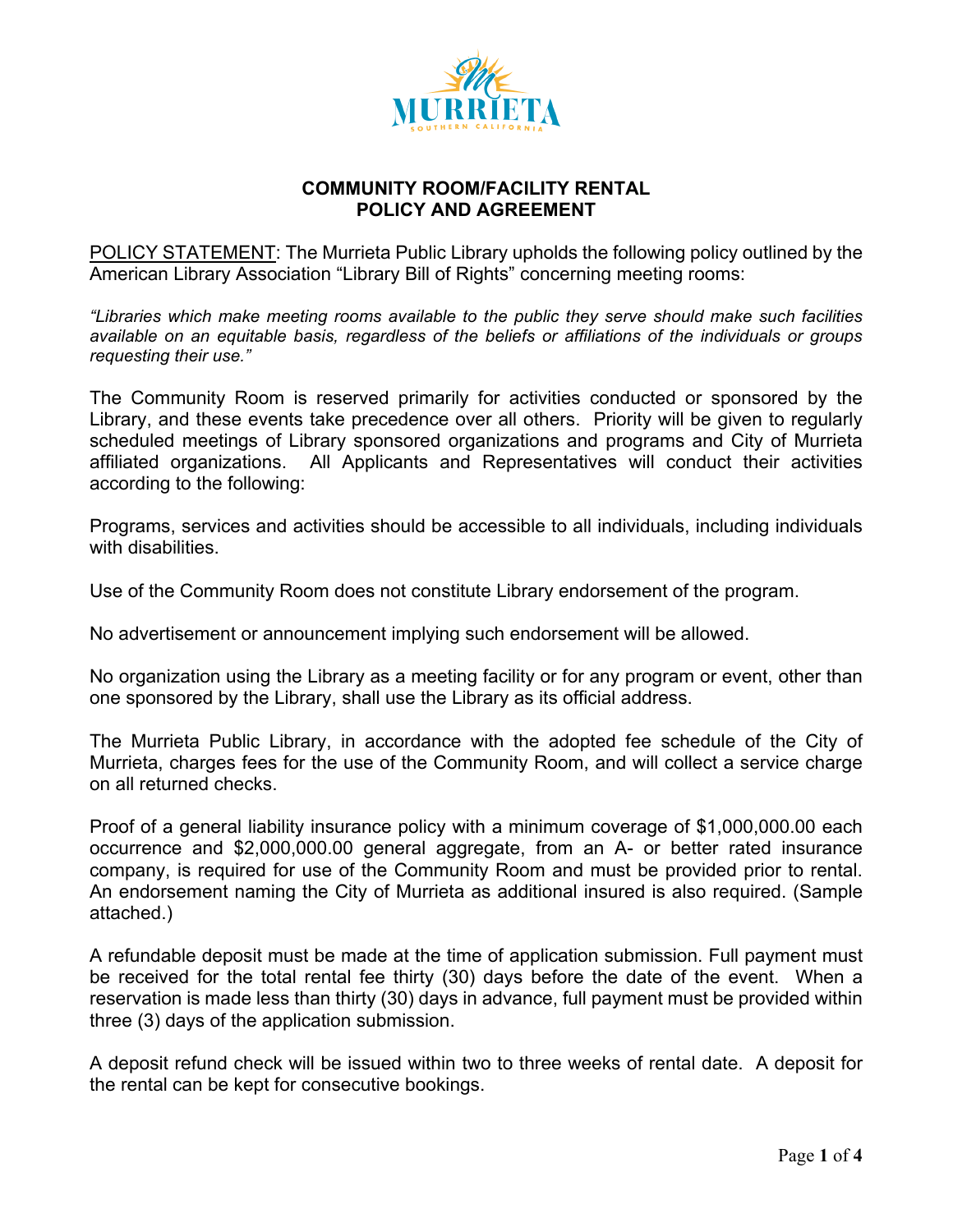# COMMUNITY ROOM/FACILITY RENTAL POLICY AND AGREEMENT

<u>POLICY STATEMENT</u>: The Murrieta Public Library upholds the following policy outlined by the American Library Association "Library Bill of Rights" concerning meeting rooms:

*"Libraries which make meeting rooms available to the public they serve should make such facilities available on an equitable basis, regardless of the beliefs or affiliations of the individuals or groups requesting their use."*

The Community Room is reserved primarily for activities conducted or sponsored by the Library, and these events take precedence over all others. Priority will be given to regularly scheduled meetings of Library sponsored organizations and programs and City of Murrieta affiliated organizations. All Applicants and Representatives will conduct their activities according to the following:

Programs, services and activities should be accessible to all individuals, including individuals with disabilities.

Use of the Community Room does not constitute Library endorsement of the program.

No advertisement or announcement implying such endorsement will be allowed.

No organization using the Library as a meeting facility or for any program or event, other than one sponsored by the Library, shall use the Library as its official address.

The Murrieta Public Library, in accordance with the adopted fee schedule of the City of Murrieta, charges fees for the use of the Community Room, and will collect a service charge on all returned checks.

Proof of a general liability insurance policy with a minimum coverage of $1,000,000.00 each occurrence and $2,000,000.00 general aggregate, from an A- or better rated insurance company, is required for use of the Community Room and must be provided prior to rental. An endorsement naming the City of Murrieta as additional insured is also required. (Sample attached.)

A refundable deposit must be made at the time of application submission. Full payment must be received for the total rental fee thirty (30) days before the date of the event. When a reservation is made less than thirty (30) days in advance, full payment must be provided within three (3) days of the application submission.

A deposit refund check will be issued within two to three weeks of rental date. A deposit for the rental can be kept for consecutive bookings.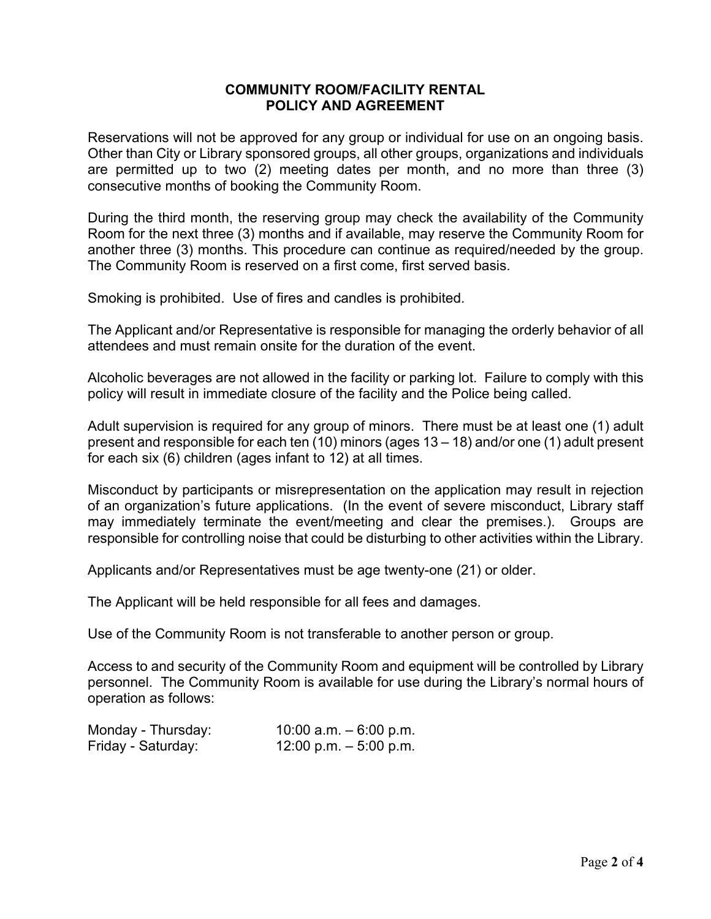# COMMUNITY ROOM/FACILITY RENTAL POLICY AND AGREEMENT

Reservations will not be approved for any group or individual for use on an ongoing basis. Other than City or Library sponsored groups, all other groups, organizations and individuals are permitted up to two (2) meeting dates per month, and no more than three (3) consecutive months of booking the Community Room.

During the third month, the reserving group may check the availability of the Community Room for the next three (3) months and if available, may reserve the Community Room for another three (3) months. This procedure can continue as required/needed by the group. The Community Room is reserved on a first come, first served basis.

Smoking is prohibited. Use of fires and candles is prohibited.

The Applicant and/or Representative is responsible for managing the orderly behavior of all attendees and must remain onsite for the duration of the event.

Alcoholic beverages are not allowed in the facility or parking lot. Failure to comply with this policy will result in immediate closure of the facility and the Police being called.

Adult supervision is required for any group of minors. There must be at least one (1) adult present and responsible for each ten (10) minors (ages 13 – 18) and/or one (1) adult present for each six (6) children (ages infant to 12) at all times.

Misconduct by participants or misrepresentation on the application may result in rejection of an organization's future applications. (In the event of severe misconduct, Library staff may immediately terminate the event/meeting and clear the premises.). Groups are responsible for controlling noise that could be disturbing to other activities within the Library.

Applicants and/or Representatives must be age twenty-one (21) or older.

The Applicant will be held responsible for all fees and damages.

Use of the Community Room is not transferable to another person or group.

Access to and security of the Community Room and equipment will be controlled by Library personnel. The Community Room is available for use during the Library's normal hours of operation as follows:

| | |
|---|---|
| Monday - Thursday: | 10:00 a.m. – 6:00 p.m. |
| Friday - Saturday: | 12:00 p.m. – 5:00 p.m. |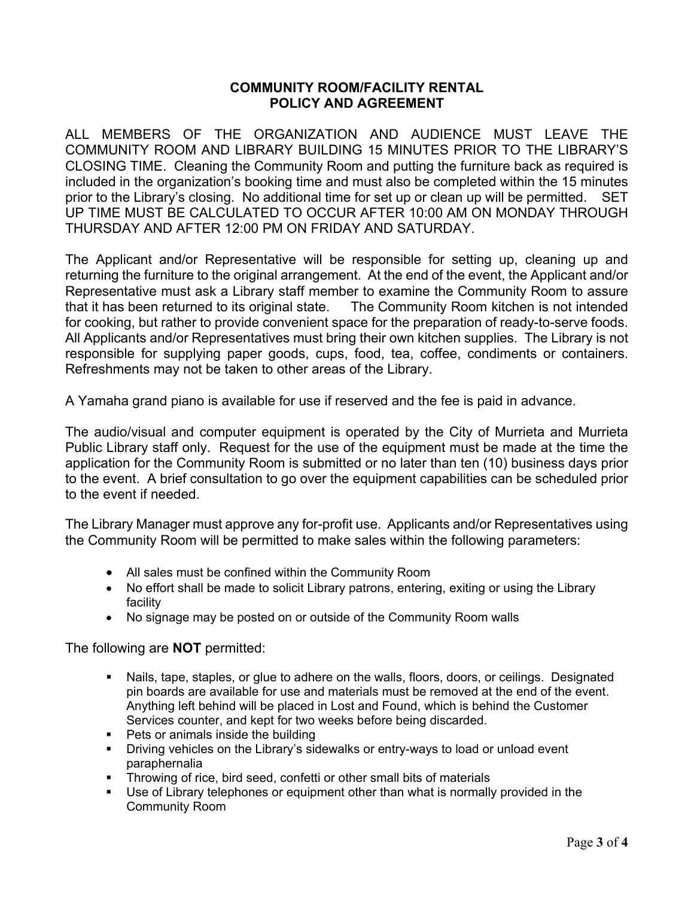# COMMUNITY ROOM/FACILITY RENTAL
# POLICY AND AGREEMENT

ALL MEMBERS OF THE ORGANIZATION AND AUDIENCE MUST LEAVE THE COMMUNITY ROOM AND LIBRARY BUILDING 15 MINUTES PRIOR TO THE LIBRARY'S CLOSING TIME. Cleaning the Community Room and putting the furniture back as required is included in the organization's booking time and must also be completed within the 15 minutes prior to the Library's closing. No additional time for set up or clean up will be permitted. SET UP TIME MUST BE CALCULATED TO OCCUR AFTER 10:00 AM ON MONDAY THROUGH THURSDAY AND AFTER 12:00 PM ON FRIDAY AND SATURDAY.

The Applicant and/or Representative will be responsible for setting up, cleaning up and returning the furniture to the original arrangement. At the end of the event, the Applicant and/or Representative must ask a Library staff member to examine the Community Room to assure that it has been returned to its original state. The Community Room kitchen is not intended for cooking, but rather to provide convenient space for the preparation of ready-to-serve foods. All Applicants and/or Representatives must bring their own kitchen supplies. The Library is not responsible for supplying paper goods, cups, food, tea, coffee, condiments or containers. Refreshments may not be taken to other areas of the Library.

A Yamaha grand piano is available for use if reserved and the fee is paid in advance.

The audio/visual and computer equipment is operated by the City of Murrieta and Murrieta Public Library staff only. Request for the use of the equipment must be made at the time the application for the Community Room is submitted or no later than ten (10) business days prior to the event. A brief consultation to go over the equipment capabilities can be scheduled prior to the event if needed.

The Library Manager must approve any for-profit use. Applicants and/or Representatives using the Community Room will be permitted to make sales within the following parameters:

- All sales must be confined within the Community Room
- No effort shall be made to solicit Library patrons, entering, exiting or using the Library facility
- No signage may be posted on or outside of the Community Room walls

The following are **NOT** permitted:

- Nails, tape, staples, or glue to adhere on the walls, floors, doors, or ceilings. Designated pin boards are available for use and materials must be removed at the end of the event. Anything left behind will be placed in Lost and Found, which is behind the Customer Services counter, and kept for two weeks before being discarded.
- Pets or animals inside the building
- Driving vehicles on the Library's sidewalks or entry-ways to load or unload event paraphernalia
- Throwing of rice, bird seed, confetti or other small bits of materials
- Use of Library telephones or equipment other than what is normally provided in the Community Room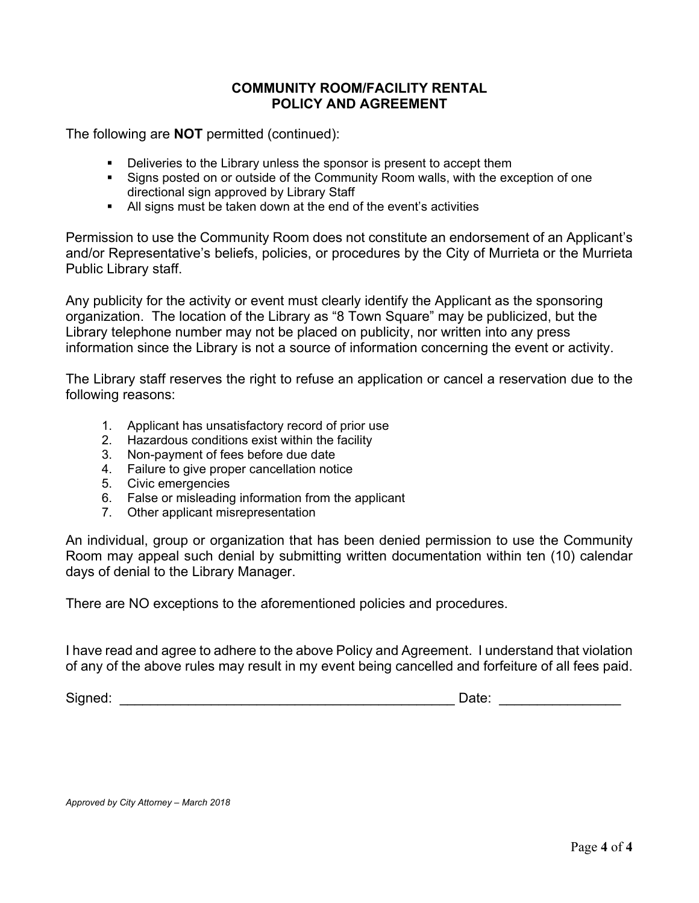# COMMUNITY ROOM/FACILITY RENTAL POLICY AND AGREEMENT

The following are **NOT** permitted (continued):

- Deliveries to the Library unless the sponsor is present to accept them
- Signs posted on or outside of the Community Room walls, with the exception of one directional sign approved by Library Staff
- All signs must be taken down at the end of the event's activities

Permission to use the Community Room does not constitute an endorsement of an Applicant's and/or Representative's beliefs, policies, or procedures by the City of Murrieta or the Murrieta Public Library staff.

Any publicity for the activity or event must clearly identify the Applicant as the sponsoring organization. The location of the Library as "8 Town Square" may be publicized, but the Library telephone number may not be placed on publicity, nor written into any press information since the Library is not a source of information concerning the event or activity.

The Library staff reserves the right to refuse an application or cancel a reservation due to the following reasons:

1. Applicant has unsatisfactory record of prior use
2. Hazardous conditions exist within the facility
3. Non-payment of fees before due date
4. Failure to give proper cancellation notice
5. Civic emergencies
6. False or misleading information from the applicant
7. Other applicant misrepresentation

An individual, group or organization that has been denied permission to use the Community Room may appeal such denial by submitting written documentation within ten (10) calendar days of denial to the Library Manager.

There are NO exceptions to the aforementioned policies and procedures.

I have read and agree to adhere to the above Policy and Agreement. I understand that violation of any of the above rules may result in my event being cancelled and forfeiture of all fees paid.

Signed: _____________________________________________ Date: ________________

*Approved by City Attorney – March 2018*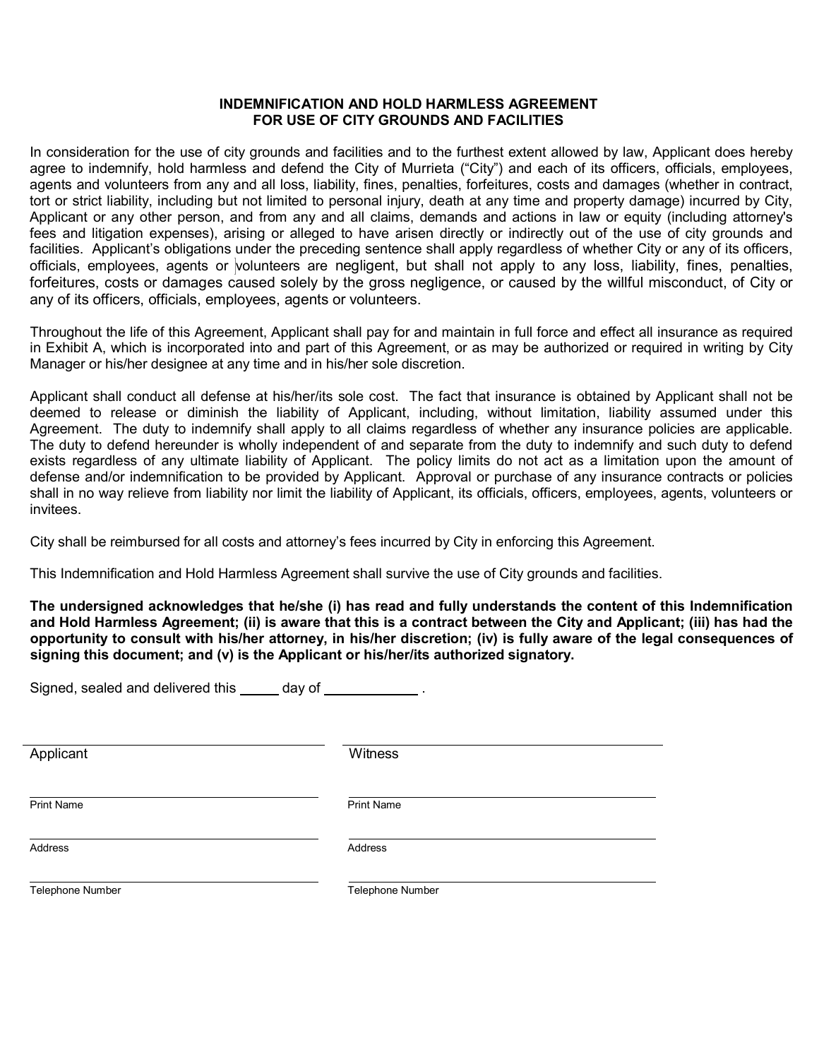# INDEMNIFICATION AND HOLD HARMLESS AGREEMENT FOR USE OF CITY GROUNDS AND FACILITIES

In consideration for the use of city grounds and facilities and to the furthest extent allowed by law, Applicant does hereby agree to indemnify, hold harmless and defend the City of Murrieta ("City") and each of its officers, officials, employees, agents and volunteers from any and all loss, liability, fines, penalties, forfeitures, costs and damages (whether in contract, tort or strict liability, including but not limited to personal injury, death at any time and property damage) incurred by City, Applicant or any other person, and from any and all claims, demands and actions in law or equity (including attorney's fees and litigation expenses), arising or alleged to have arisen directly or indirectly out of the use of city grounds and facilities. Applicant's obligations under the preceding sentence shall apply regardless of whether City or any of its officers, officials, employees, agents or volunteers are negligent, but shall not apply to any loss, liability, fines, penalties, forfeitures, costs or damages caused solely by the gross negligence, or caused by the willful misconduct, of City or any of its officers, officials, employees, agents or volunteers.

Throughout the life of this Agreement, Applicant shall pay for and maintain in full force and effect all insurance as required in Exhibit A, which is incorporated into and part of this Agreement, or as may be authorized or required in writing by City Manager or his/her designee at any time and in his/her sole discretion.

Applicant shall conduct all defense at his/her/its sole cost. The fact that insurance is obtained by Applicant shall not be deemed to release or diminish the liability of Applicant, including, without limitation, liability assumed under this Agreement. The duty to indemnify shall apply to all claims regardless of whether any insurance policies are applicable. The duty to defend hereunder is wholly independent of and separate from the duty to indemnify and such duty to defend exists regardless of any ultimate liability of Applicant. The policy limits do not act as a limitation upon the amount of defense and/or indemnification to be provided by Applicant. Approval or purchase of any insurance contracts or policies shall in no way relieve from liability nor limit the liability of Applicant, its officials, officers, employees, agents, volunteers or invitees.

City shall be reimbursed for all costs and attorney's fees incurred by City in enforcing this Agreement.

This Indemnification and Hold Harmless Agreement shall survive the use of City grounds and facilities.

**The undersigned acknowledges that he/she (i) has read and fully understands the content of this Indemnification and Hold Harmless Agreement; (ii) is aware that this is a contract between the City and Applicant; (iii) has had the opportunity to consult with his/her attorney, in his/her discretion; (iv) is fully aware of the legal consequences of signing this document; and (v) is the Applicant or his/her/its authorized signatory.**

Signed, sealed and delivered this _____ day of ____________ .

| | |
|---|---|
| ______________________________ | ______________________________ |
| Applicant | Witness |
| ______________________________ | ______________________________ |
| Print Name | Print Name |
| ______________________________ | ______________________________ |
| Address | Address |
| ______________________________ | ______________________________ |
| Telephone Number | Telephone Number |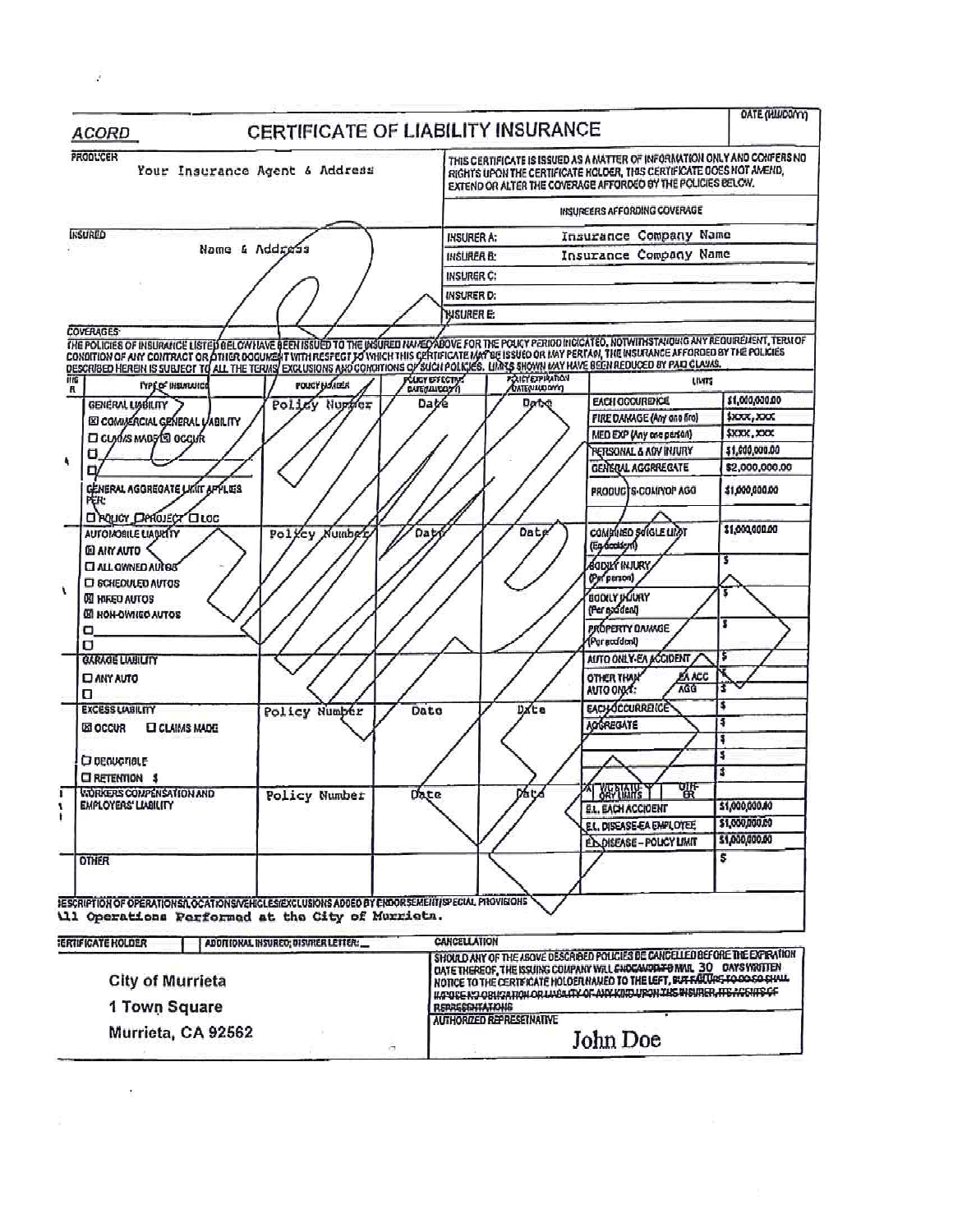# ACORD CERTIFICATE OF LIABILITY INSURANCE

DATE (MM/DD/YY)

**PRODUCER**
Your Insurance Agent & Address

THIS CERTIFICATE IS ISSUED AS A MATTER OF INFORMATION ONLY AND CONFERS NO RIGHTS UPON THE CERTIFICATE HOLDER. THIS CERTIFICATE DOES NOT AMEND, EXTEND OR ALTER THE COVERAGE AFFORDED BY THE POLICIES BELOW.

**INSURED**
Name & Address

| INSURERS AFFORDING COVERAGE | |
|---|---|
| INSURER A: | Insurance Company Name |
| INSURER B: | Insurance Company Name |
| INSURER C: | |
| INSURER D: | |
| INSURER E: | |

**COVERAGES**

THE POLICIES OF INSURANCE LISTED BELOW HAVE BEEN ISSUED TO THE INSURED NAMED ABOVE FOR THE POLICY PERIOD INDICATED. NOTWITHSTANDING ANY REQUIREMENT, TERM OR CONDITION OF ANY CONTRACT OR OTHER DOCUMENT WITH RESPECT TO WHICH THIS CERTIFICATE MAY BE ISSUED OR MAY PERTAIN, THE INSURANCE AFFORDED BY THE POLICIES DESCRIBED HEREIN IS SUBJECT TO ALL THE TERMS, EXCLUSIONS AND CONDITIONS OF SUCH POLICIES. LIMITS SHOWN MAY HAVE BEEN REDUCED BY PAID CLAIMS.

| INSR | TYPE OF INSURANCE | POLICY NUMBER | POLICY EFFECTIVE DATE (MM/DD/YY) | POLICY EXPIRATION DATE (MM/DD/YY) | LIMITS | |
|---|---|---|---|---|---|---|
| A | GENERAL LIABILITY<br>☒ COMMERCIAL GENERAL LIABILITY<br>☐ CLAIMS MADE ☒ OCCUR<br>☐<br>☐<br>GENERAL AGGREGATE LIMIT APPLIES PER:<br>☐ POLICY ☐ PROJECT ☐ LOC | Policy Number | Date | Date | EACH OCCURRENCE | $1,000,000.00 |
| | | | | | FIRE DAMAGE (Any one fire) | $xxx,xxx |
| | | | | | MED EXP (Any one person) | $xxx,xxx |
| | | | | | PERSONAL & ADV INJURY | $1,000,000.00 |
| | | | | | GENERAL AGGREGATE | $2,000,000.00 |
| | | | | | PRODUCTS-COMP/OP AGG | $1,000,000.00 |
| A | AUTOMOBILE LIABILITY<br>☒ ANY AUTO<br>☐ ALL OWNED AUTOS<br>☐ SCHEDULED AUTOS<br>☒ HIRED AUTOS<br>☒ NON-OWNED AUTOS<br>☐<br>☐ | Policy Number | Date | Date | COMBINED SINGLE LIMIT (Ea accident) | $1,000,000.00 |
| | | | | | BODILY INJURY (Per person) | $ |
| | | | | | BODILY INJURY (Per accident) | $ |
| | | | | | PROPERTY DAMAGE (Per accident) | $ |
| | GARAGE LIABILITY<br>☐ ANY AUTO<br>☐ | | | | AUTO ONLY-EA ACCIDENT | $ |
| | | | | | OTHER THAN AUTO ONLY: EA ACC | $ |
| | | | | | AGG | $ |
| | EXCESS LIABILITY<br>☒ OCCUR ☐ CLAIMS MADE<br><br>☐ DEDUCTIBLE<br>☐ RETENTION $ | Policy Number | Date | Date | EACH OCCURRENCE | $ |
| | | | | | AGGREGATE | $ |
| | | | | | | $ |
| | | | | | | $ |
| | | | | | | $ |
| | WORKERS COMPENSATION AND EMPLOYERS' LIABILITY | Policy Number | Date | Date | ☒ WC STATUTORY LIMITS / OTH-ER | |
| | | | | | E.L. EACH ACCIDENT | $1,000,000.00 |
| | | | | | E.L. DISEASE-EA EMPLOYEE | $1,000,000.00 |
| | | | | | E.L. DISEASE – POLICY LIMIT | $1,000,000.00 |
| | OTHER | | | | | $ |

**DESCRIPTION OF OPERATIONS/LOCATIONS/VEHICLES/EXCLUSIONS ADDED BY ENDORSEMENT/SPECIAL PROVISIONS**
All Operations Performed at the City of Murrieta.

**CERTIFICATE HOLDER** | ADDITIONAL INSURED; INSURER LETTER: ___

City of Murrieta
1 Town Square
Murrieta, CA 92562

**CANCELLATION**

SHOULD ANY OF THE ABOVE DESCRIBED POLICIES BE CANCELLED BEFORE THE EXPIRATION DATE THEREOF, THE ISSUING COMPANY WILL ~~ENDEAVOR TO~~ MAIL 30 DAYS WRITTEN NOTICE TO THE CERTIFICATE HOLDER NAMED TO THE LEFT, ~~BUT FAILURE TO DO SO SHALL IMPOSE NO OBLIGATION OR LIABILITY OF ANY KIND UPON THE INSURER, ITS AGENTS OR REPRESENTATIVES~~

AUTHORIZED REPRESENTATIVE

John Doe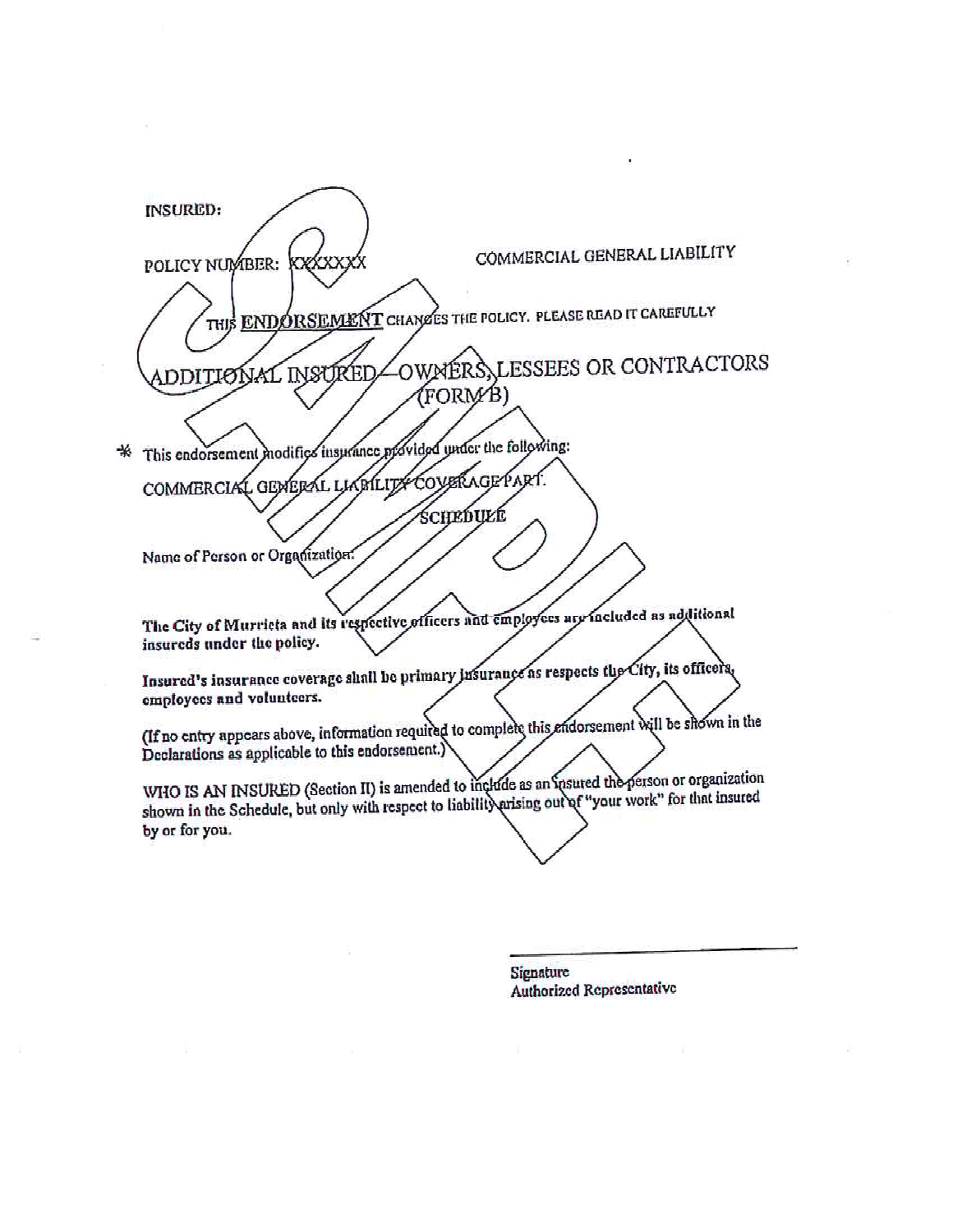INSURED:

POLICY NUMBER: XXXXXXX

COMMERCIAL GENERAL LIABILITY

THIS **ENDORSEMENT** CHANGES THE POLICY. PLEASE READ IT CAREFULLY

# ADDITIONAL INSURED—OWNERS, LESSEES OR CONTRACTORS (FORM B)

\* This endorsement modifies insurance provided under the following:

COMMERCIAL GENERAL LIABILITY COVERAGE PART.

## SCHEDULE

Name of Person or Organization:

**The City of Murrieta and its respective officers and employees are included as additional insureds under the policy.**

**Insured's insurance coverage shall be primary insurance as respects the City, its officers, employees and volunteers.**

(If no entry appears above, information required to complete this endorsement will be shown in the Declarations as applicable to this endorsement.)

WHO IS AN INSURED (Section II) is amended to include as an insured the person or organization shown in the Schedule, but only with respect to liability arising out of "your work" for that insured by or for you.

Signature
Authorized Representative

SAMPLE